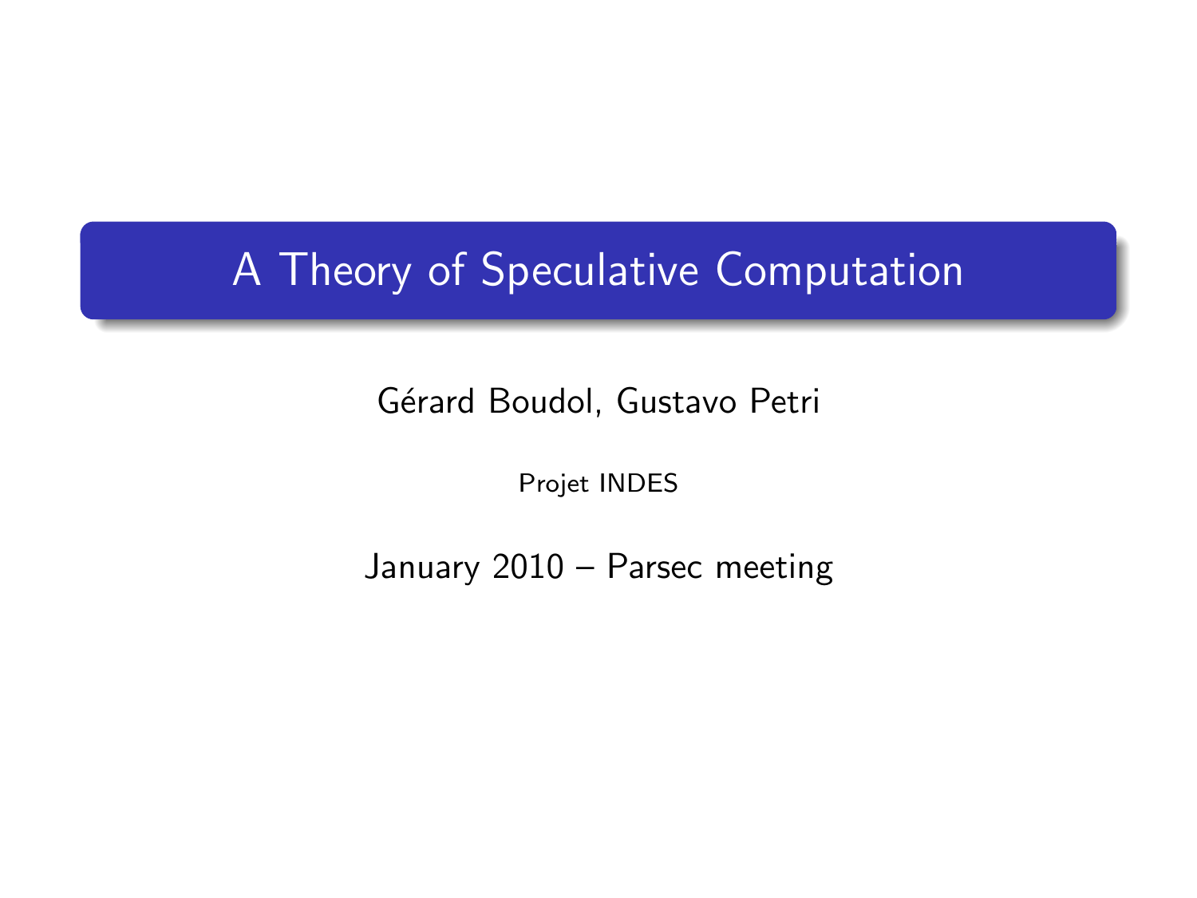# A Theory of Speculative Computation

Gérard Boudol, Gustavo Petri

Projet INDES

January 2010 – Parsec meeting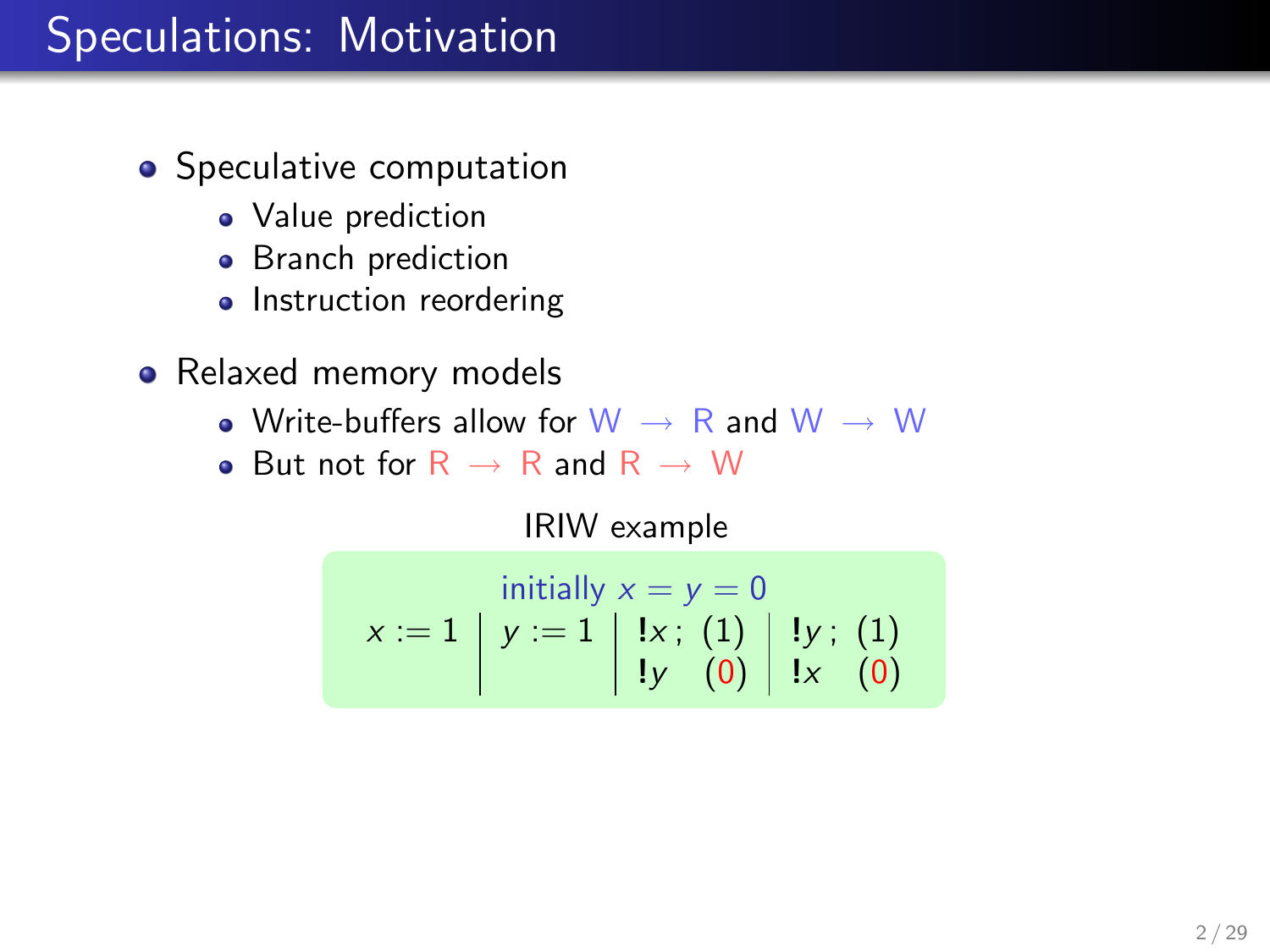# Speculations: Motivation

- Speculative computation
  - Value prediction
  - Branch prediction
  - Instruction reordering
- Relaxed memory models
  - Write-buffers allow for W $\rightarrow$ R and W $\rightarrow$ W
  - But not for R $\rightarrow$ R and R $\rightarrow$ W

IRIW example

initially $x = y = 0$

| $x := 1$ | $y := 1$ | $!x\,;$ (1) | $!y\,;$ (1) |
|---|---|---|---|
| | | $!y$ (0) | $!x$ (0) |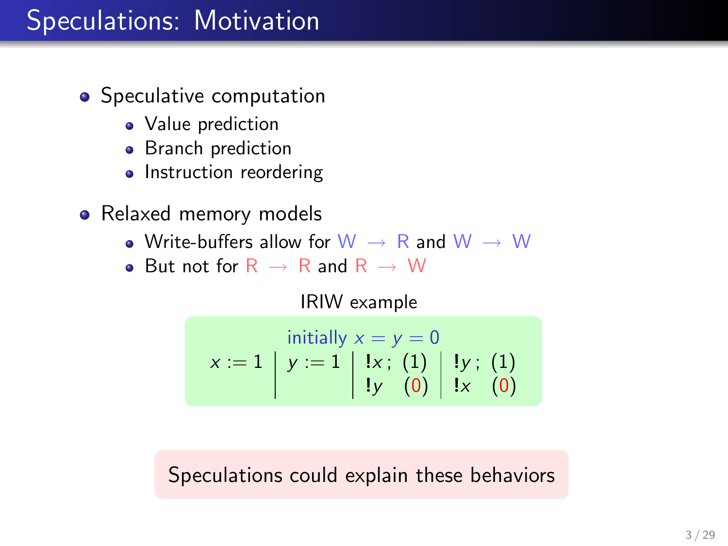# Speculations: Motivation

- Speculative computation
  - Value prediction
  - Branch prediction
  - Instruction reordering
- Relaxed memory models
  - Write-buffers allow for W $\rightarrow$ R and W $\rightarrow$ W
  - But not for R $\rightarrow$ R and R $\rightarrow$ W

IRIW example

$$
\text{initially } x = y = 0
$$

$$
x := 1 \;\Big|\; y := 1 \;\Big|\; \begin{array}{ll} \mathbf{!}x\,; & (1) \\ \mathbf{!}y & (0) \end{array} \;\Big|\; \begin{array}{ll} \mathbf{!}y\,; & (1) \\ \mathbf{!}x & (0) \end{array}
$$

Speculations could explain these behaviors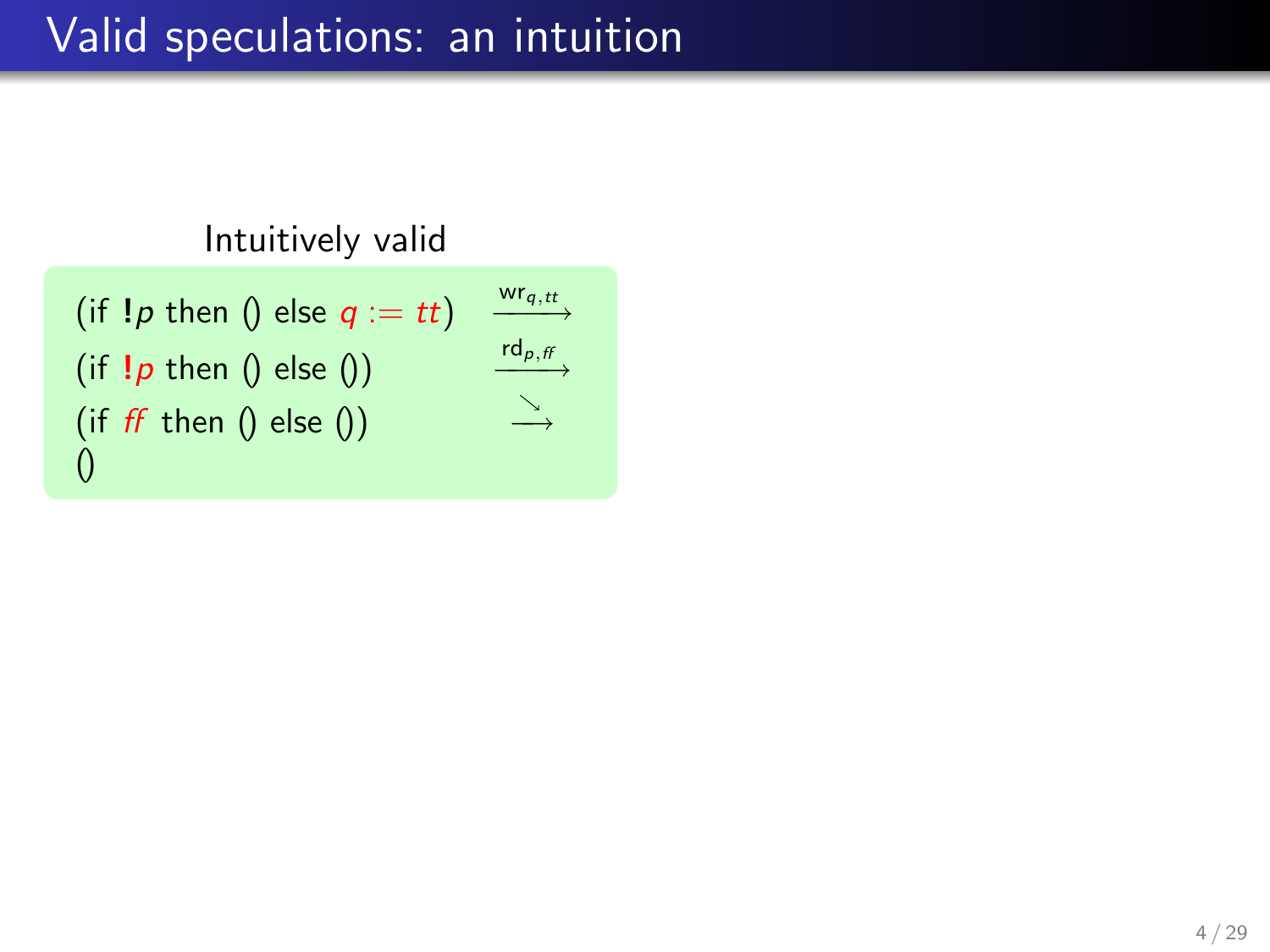# Valid speculations: an intuition

Intuitively valid

$$
\begin{array}{ll}
(\text{if } \mathbf{!}p \text{ then } () \text{ else } q := tt) & \xrightarrow{\mathsf{wr}_{q,tt}} \\
(\text{if } \mathbf{!}p \text{ then } () \text{ else } ()) & \xrightarrow{\mathsf{rd}_{p,ff}} \\
(\text{if } ff \text{ then } () \text{ else } ()) & \xrightarrow{\searrow} \\
()
\end{array}
$$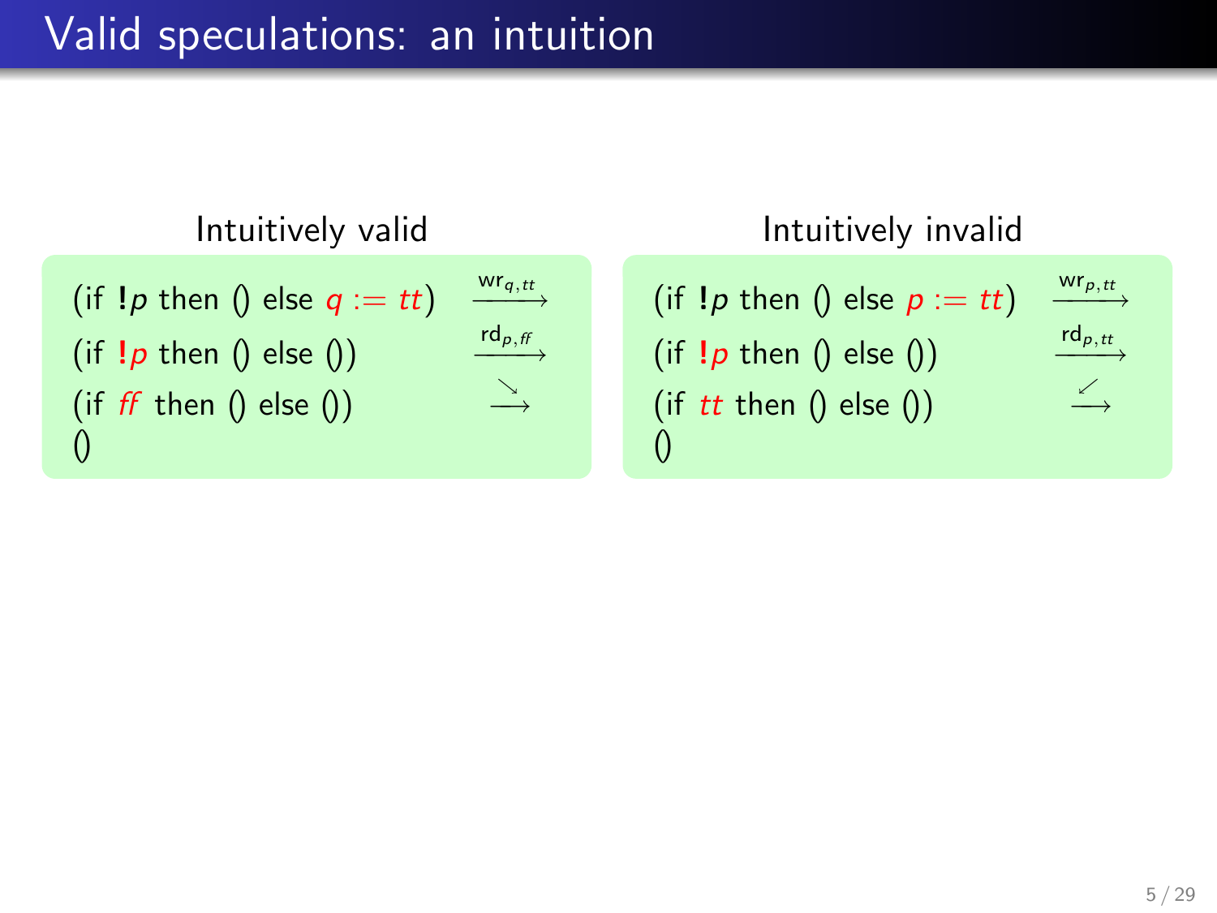# Valid speculations: an intuition

**Intuitively valid**

$$
\begin{array}{ll}
(\text{if } !p \text{ then } () \text{ else } {\color{red} q := tt}) & \xrightarrow{\mathsf{wr}_{q,tt}} \\
(\text{if } {\color{red} !p} \text{ then } () \text{ else } ()) & \xrightarrow{\mathsf{rd}_{p,ff}} \\
(\text{if } {\color{red} ff} \text{ then } () \text{ else } ()) & \xrightarrow{\searrow} \\
()
\end{array}
$$

**Intuitively invalid**

$$
\begin{array}{ll}
(\text{if } !p \text{ then } () \text{ else } {\color{red} p := tt}) & \xrightarrow{\mathsf{wr}_{p,tt}} \\
(\text{if } {\color{red} !p} \text{ then } () \text{ else } ()) & \xrightarrow{\mathsf{rd}_{p,tt}} \\
(\text{if } {\color{red} tt} \text{ then } () \text{ else } ()) & \xrightarrow{\swarrow} \\
()
\end{array}
$$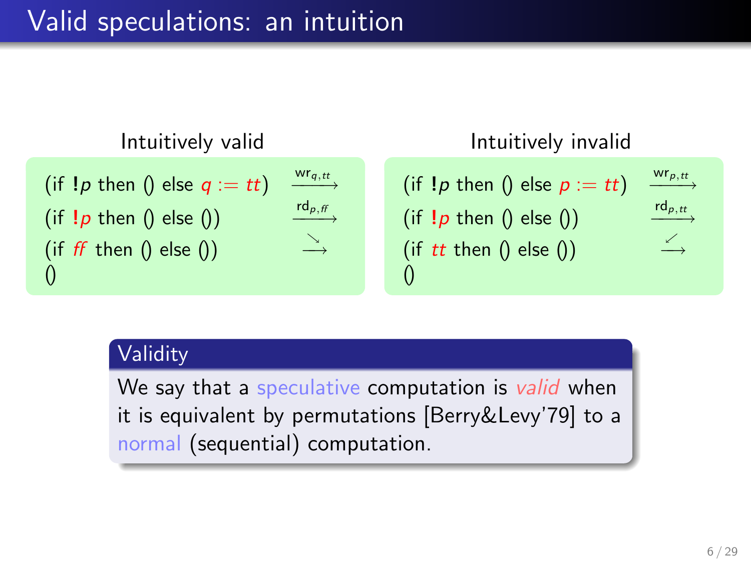# Valid speculations: an intuition

**Intuitively valid**

$$
\begin{array}{ll}
(\text{if } \mathbf{!}p \text{ then } () \text{ else } q := tt) & \xrightarrow{\mathsf{wr}_{q,tt}} \\
(\text{if } \mathbf{!}p \text{ then } () \text{ else } ()) & \xrightarrow{\mathsf{rd}_{p,ff}} \\
(\text{if } ff \text{ then } () \text{ else } ()) & \xrightarrow{\searrow} \\
()
\end{array}
$$

**Intuitively invalid**

$$
\begin{array}{ll}
(\text{if } \mathbf{!}p \text{ then } () \text{ else } p := tt) & \xrightarrow{\mathsf{wr}_{p,tt}} \\
(\text{if } \mathbf{!}p \text{ then } () \text{ else } ()) & \xrightarrow{\mathsf{rd}_{p,tt}} \\
(\text{if } tt \text{ then } () \text{ else } ()) & \xrightarrow{\swarrow} \\
()
\end{array}
$$

### Validity

We say that a speculative computation is *valid* when it is equivalent by permutations [Berry&Levy'79] to a normal (sequential) computation.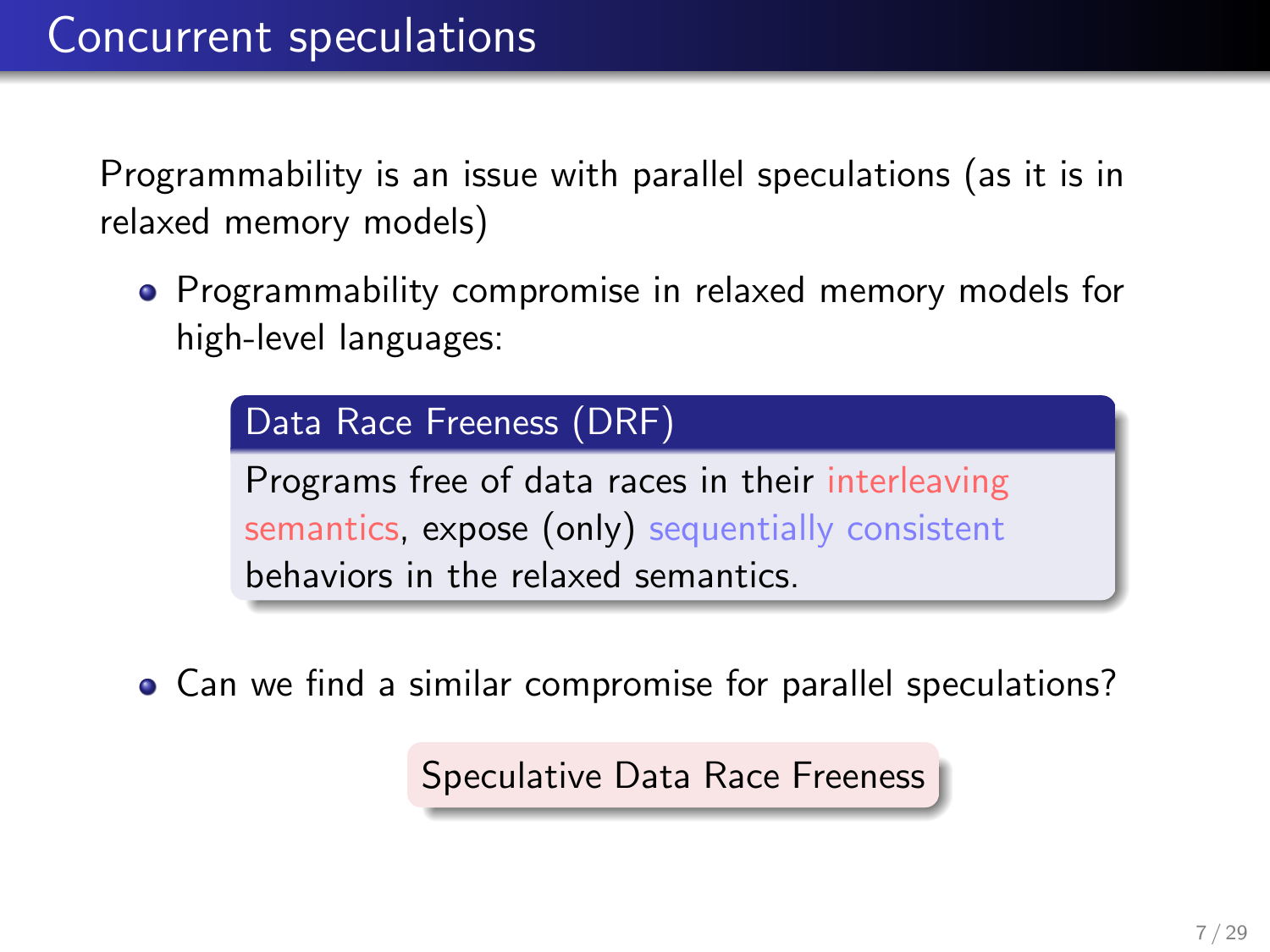# Concurrent speculations

Programmability is an issue with parallel speculations (as it is in relaxed memory models)

- Programmability compromise in relaxed memory models for high-level languages:

> **Data Race Freeness (DRF)**
>
> Programs free of data races in their interleaving semantics, expose (only) sequentially consistent behaviors in the relaxed semantics.

- Can we find a similar compromise for parallel speculations?

Speculative Data Race Freeness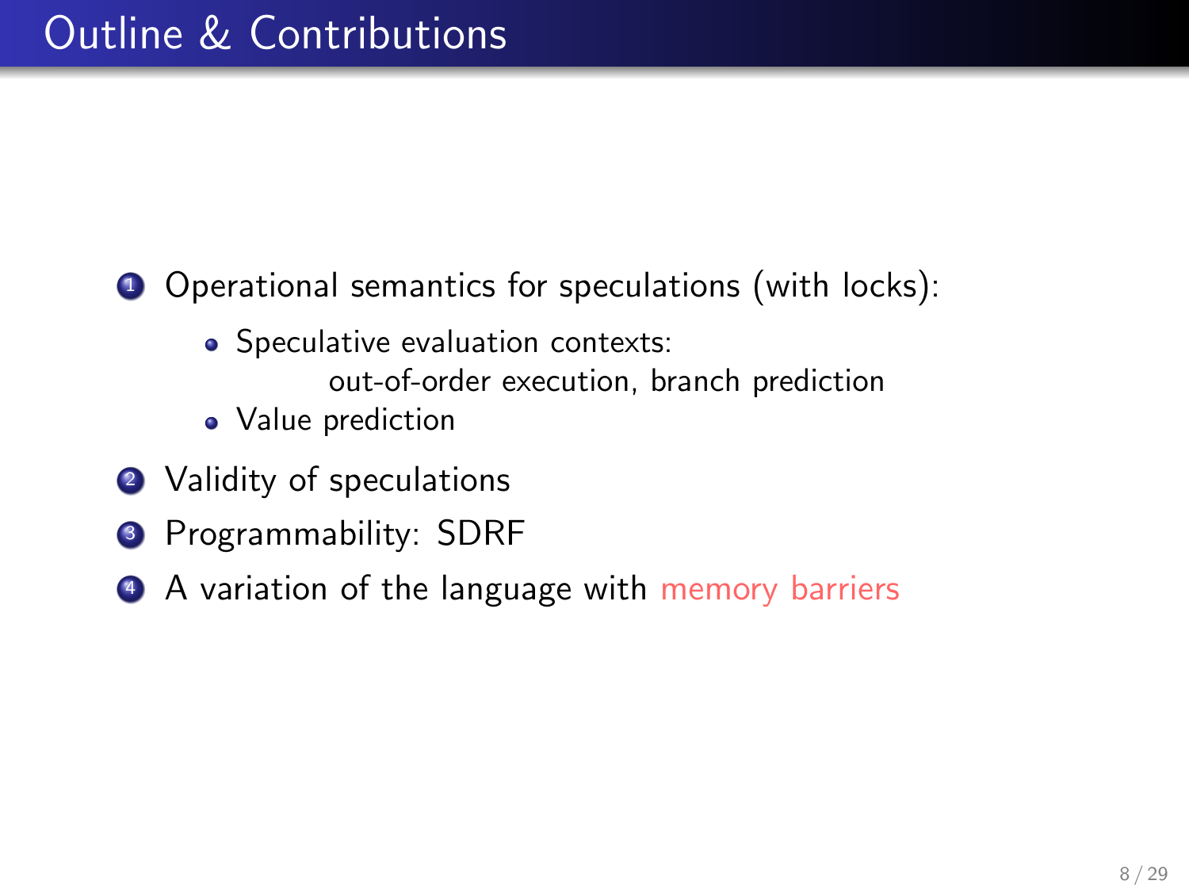# Outline & Contributions

1. Operational semantics for speculations (with locks):
   - Speculative evaluation contexts:
     out-of-order execution, branch prediction
   - Value prediction
2. Validity of speculations
3. Programmability: SDRF
4. A variation of the language with memory barriers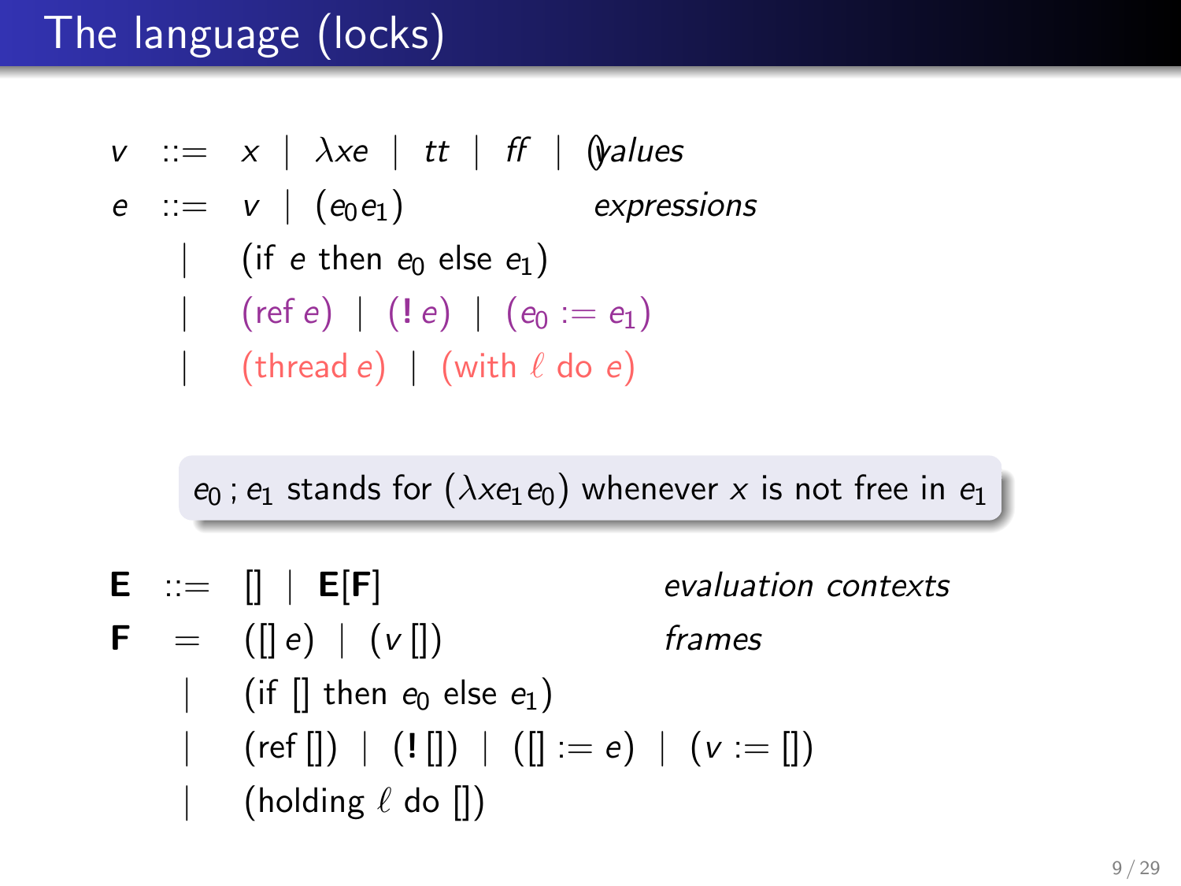# The language (locks)

$$
\begin{array}{rcll}
v & ::= & x \mid \lambda x e \mid tt \mid ff \mid () & \textit{values} \\
e & ::= & v \mid (e_0 e_1) & \textit{expressions} \\
 & \mid & (\text{if } e \text{ then } e_0 \text{ else } e_1) & \\
 & \mid & (\text{ref } e) \mid (!\, e) \mid (e_0 := e_1) & \\
 & \mid & (\text{thread } e) \mid (\text{with } \ell \text{ do } e) &
\end{array}
$$

$e_0 \,;\, e_1$ stands for $(\lambda x e_1 e_0)$ whenever $x$ is not free in $e_1$

$$
\begin{array}{rcll}
\mathbf{E} & ::= & [] \mid \mathbf{E}[\mathbf{F}] & \textit{evaluation contexts} \\
\mathbf{F} & = & ([]\, e) \mid (v\, []) & \textit{frames} \\
 & \mid & (\text{if } [] \text{ then } e_0 \text{ else } e_1) & \\
 & \mid & (\text{ref } []) \mid (!\, []) \mid ([] := e) \mid (v := []) & \\
 & \mid & (\text{holding } \ell \text{ do } []) &
\end{array}
$$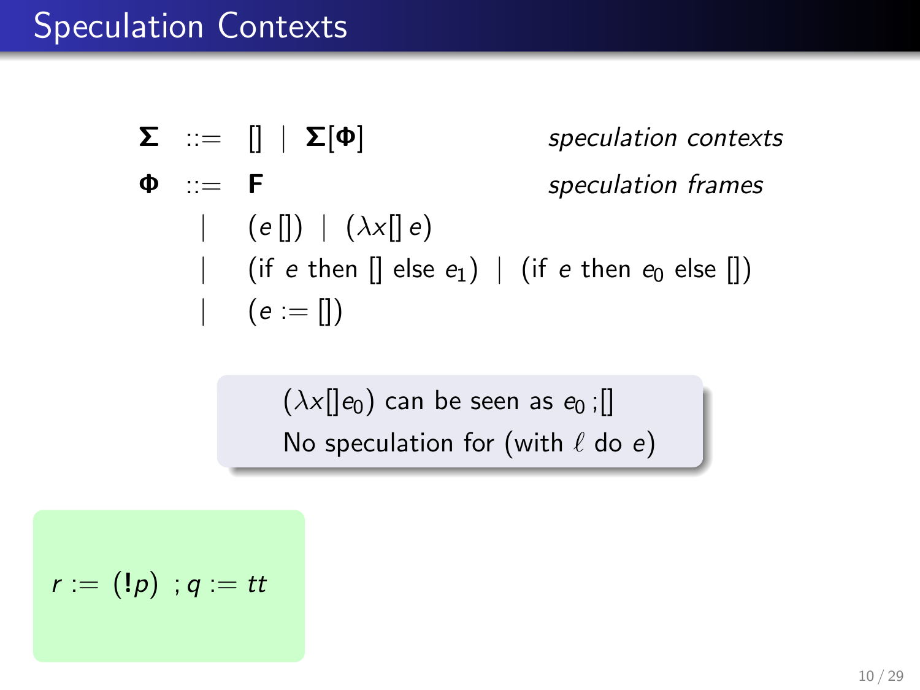# Speculation Contexts

$$
\begin{array}{rcll}
\mathbf{\Sigma} & ::= & [] \mid \mathbf{\Sigma}[\mathbf{\Phi}] & \textit{speculation contexts} \\
\mathbf{\Phi} & ::= & \mathbf{F} & \textit{speculation frames} \\
& \mid & (e\,[]) \mid (\lambda x[]\,e) & \\
& \mid & (\text{if } e \text{ then } [] \text{ else } e_1) \mid (\text{if } e \text{ then } e_0 \text{ else } []) & \\
& \mid & (e := []) &
\end{array}
$$

$(\lambda x[]e_0)$ can be seen as $e_0\,;[]$

No speculation for (with $\ell$ do $e$)

$r := (\mathbf{!}p)\ ; q := tt$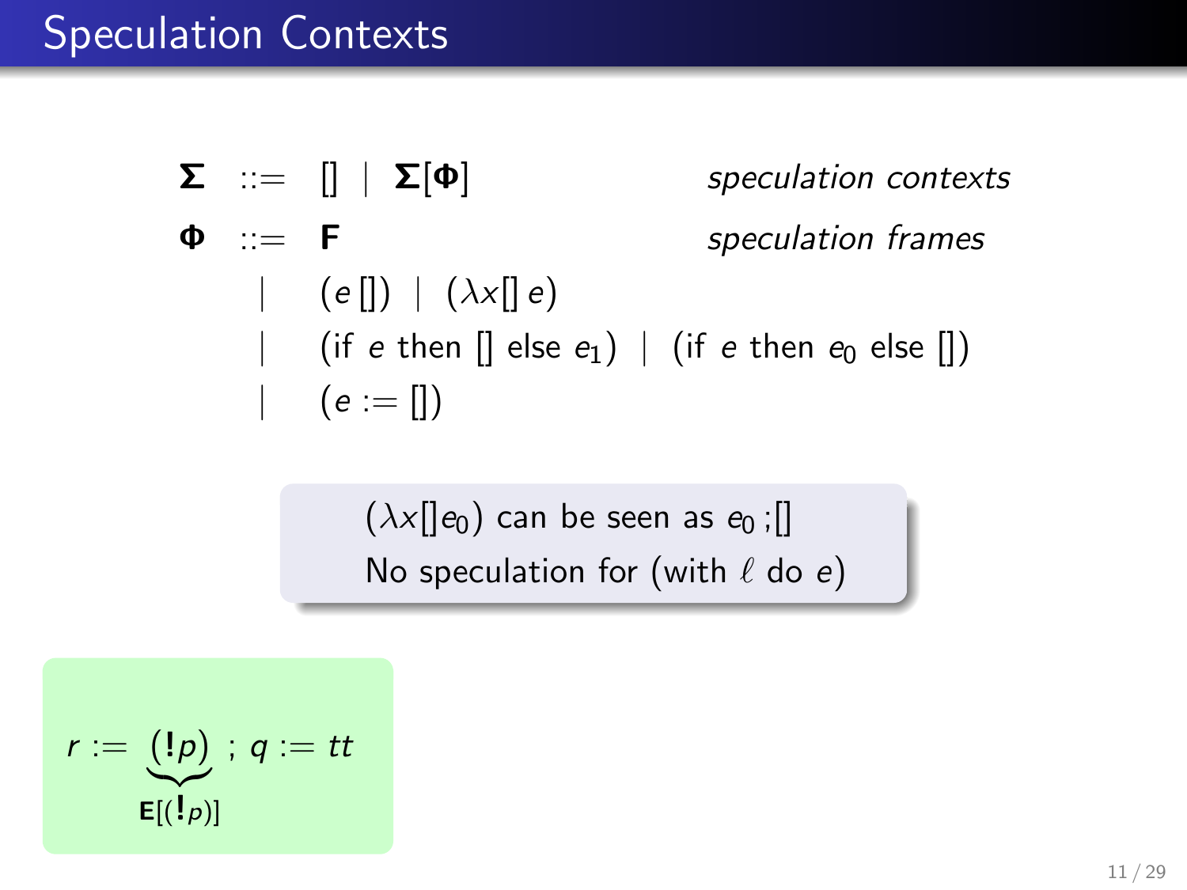# Speculation Contexts

$$
\begin{array}{llll}
\mathbf{\Sigma} & ::= & [] \mid \mathbf{\Sigma}[\mathbf{\Phi}] & \textit{speculation contexts} \\
\mathbf{\Phi} & ::= & \mathbf{F} & \textit{speculation frames} \\
 & \mid & (e\,[]) \mid (\lambda x[]\,e) & \\
 & \mid & (\text{if } e \text{ then } [] \text{ else } e_1) \mid (\text{if } e \text{ then } e_0 \text{ else } []) & \\
 & \mid & (e := []) &
\end{array}
$$

$(\lambda x[]e_0)$ can be seen as $e_0\,;[]$

No speculation for (with $\ell$ do $e$)

$$
r := \underbrace{(\mathbf{!}p)}_{\mathbf{E}[(\mathbf{!}p)]}\ ;\ q := tt
$$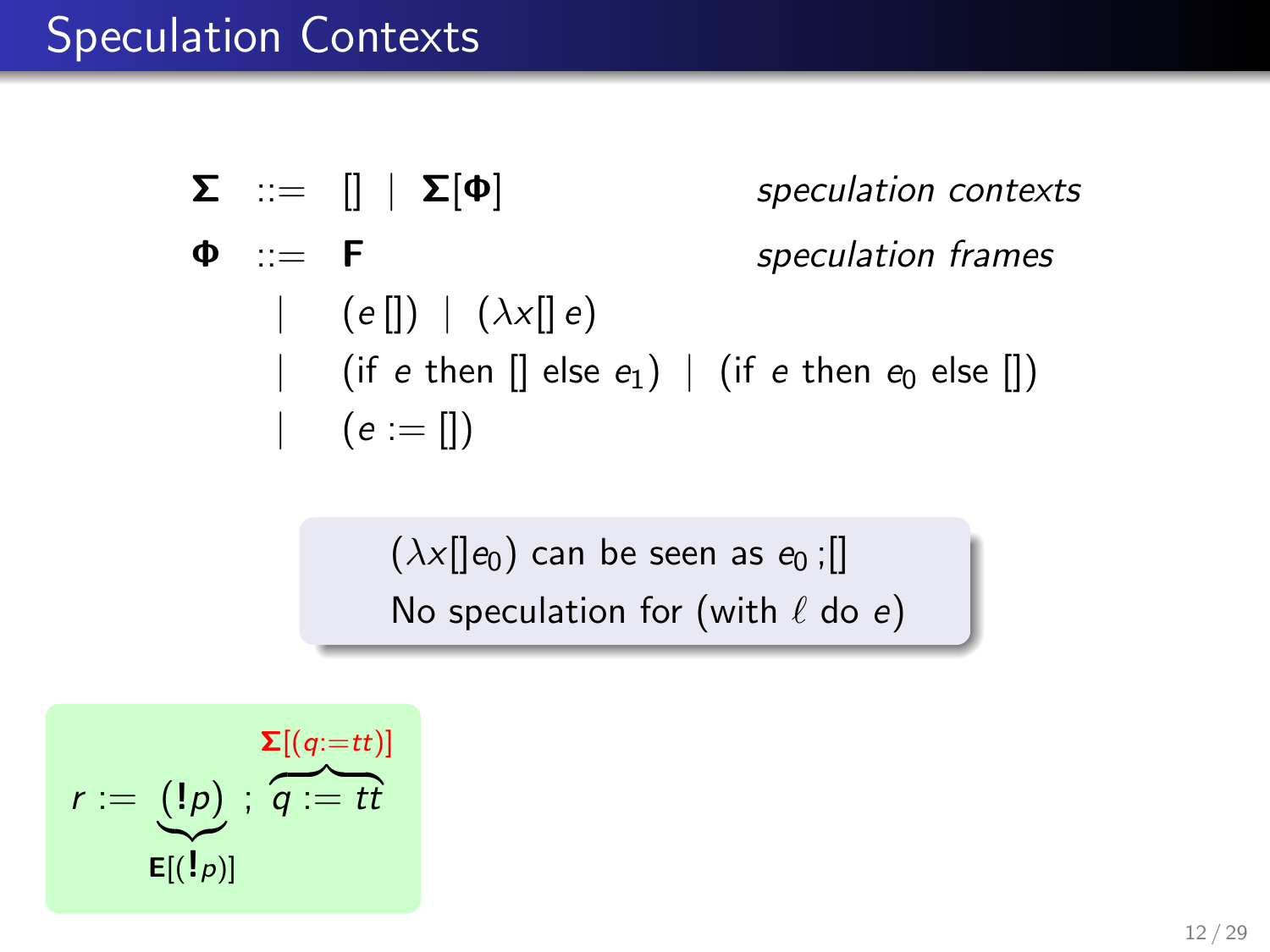# Speculation Contexts

$$
\begin{array}{llll}
\mathbf{\Sigma} & ::= & [] \mid \mathbf{\Sigma}[\mathbf{\Phi}] & \textit{speculation contexts} \\
\mathbf{\Phi} & ::= & \mathbf{F} & \textit{speculation frames} \\
& \mid & (e\,[]) \mid (\lambda x [] \, e) & \\
& \mid & (\text{if } e \text{ then } [] \text{ else } e_1) \mid (\text{if } e \text{ then } e_0 \text{ else } []) & \\
& \mid & (e := []) &
\end{array}
$$

$(\lambda x [] e_0)$ can be seen as $e_0 \, ;[]$

No speculation for (with $\ell$ do $e$)

$$
r := \underbrace{(\mathbf{!}p)}_{\mathbf{E}[(\mathbf{!}p)]} \; ; \; \overbrace{q := tt}^{\mathbf{\Sigma}[(q:=tt)]}
$$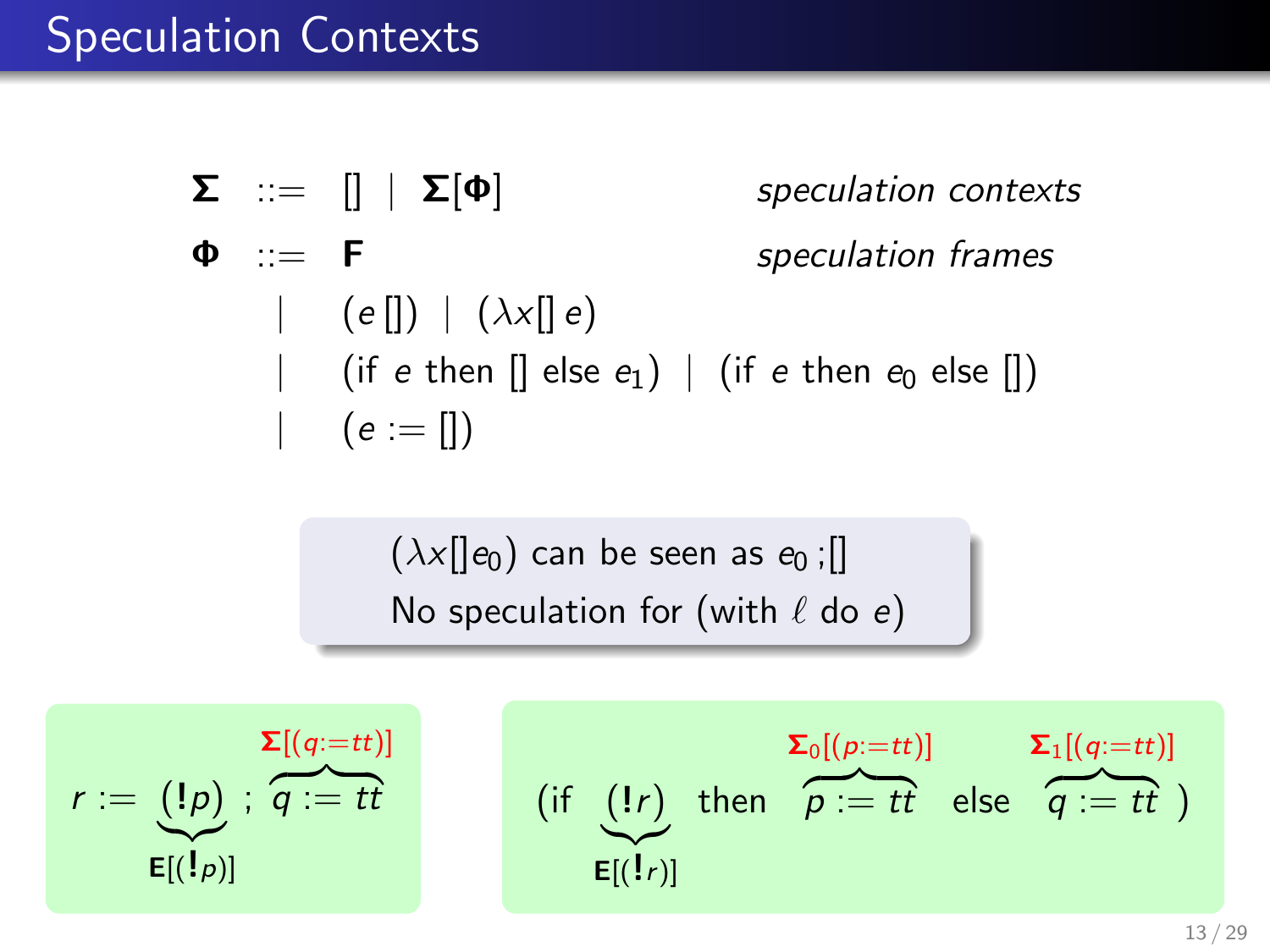# Speculation Contexts

$$
\begin{array}{lcll}
\mathbf{\Sigma} & ::= & [] \mid \mathbf{\Sigma}[\mathbf{\Phi}] & \textit{speculation contexts} \\
\mathbf{\Phi} & ::= & \mathbf{F} & \textit{speculation frames} \\
& \mid & (e\,[]) \mid (\lambda x[]\,e) & \\
& \mid & (\text{if } e \text{ then } [] \text{ else } e_1) \mid (\text{if } e \text{ then } e_0 \text{ else } []) & \\
& \mid & (e := []) &
\end{array}
$$

$(\lambda x[] e_0)$ can be seen as $e_0\,;[]$

No speculation for $(\text{with } \ell \text{ do } e)$

$$
r := \underbrace{(!p)}_{\mathbf{E}[(!p)]} \; ; \; \overbrace{q := tt}^{\color{red}{\mathbf{\Sigma}[(q:=tt)]}}
$$

$$
(\text{if } \underbrace{(!r)}_{\mathbf{E}[(!r)]} \text{ then } \overbrace{p := tt}^{\color{red}{\mathbf{\Sigma}_0[(p:=tt)]}} \text{ else } \overbrace{q := tt}^{\color{red}{\mathbf{\Sigma}_1[(q:=tt)]}} \,)
$$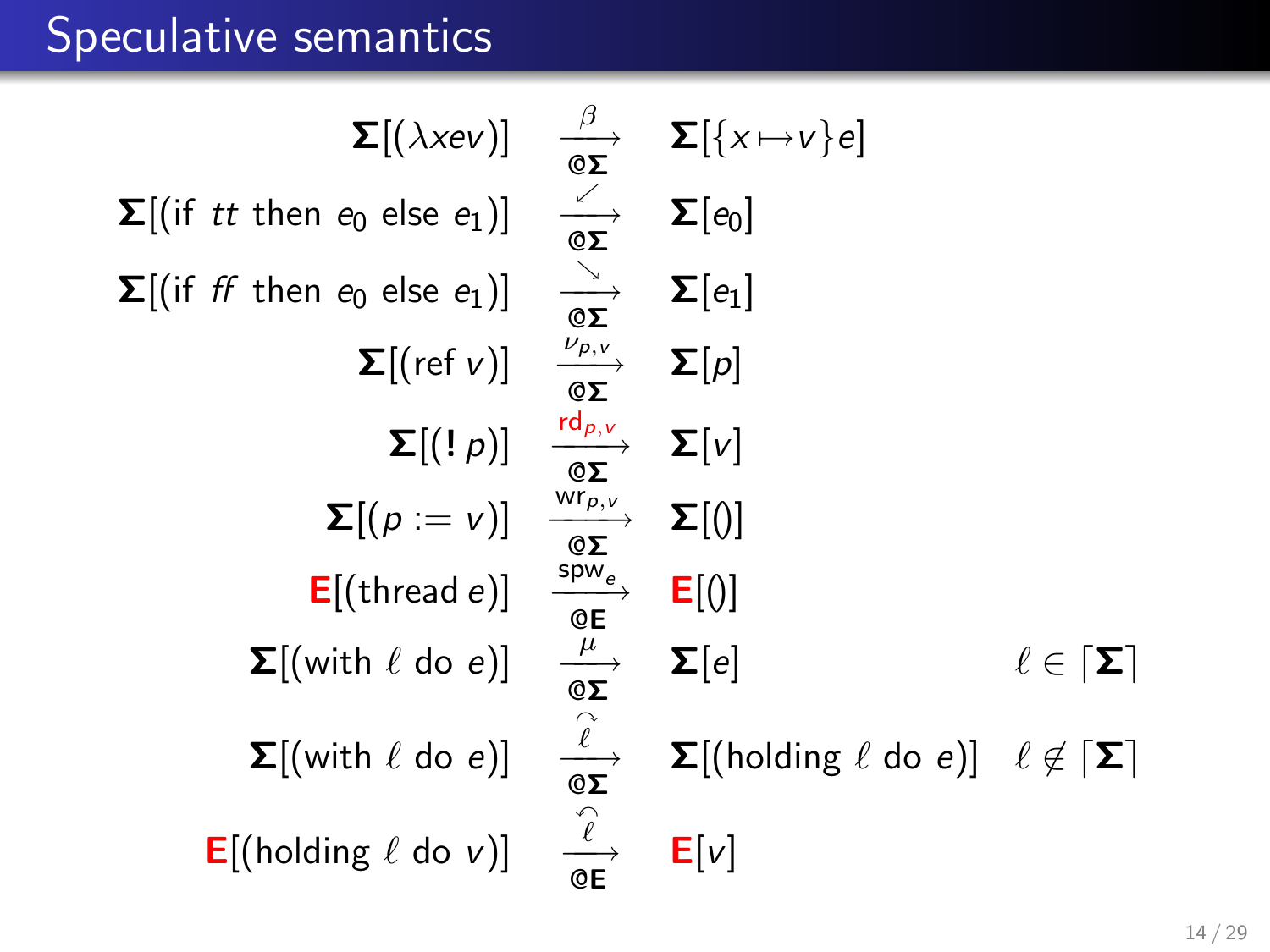# Speculative semantics

$$\mathbf{\Sigma}[(\lambda x e v)] \xrightarrow[@\mathbf{\Sigma}]{\beta} \mathbf{\Sigma}[\{x \mapsto v\}e]$$

$$\mathbf{\Sigma}[(\text{if } tt \text{ then } e_0 \text{ else } e_1)] \xrightarrow[@\mathbf{\Sigma}]{\swarrow} \mathbf{\Sigma}[e_0]$$

$$\mathbf{\Sigma}[(\text{if } ff \text{ then } e_0 \text{ else } e_1)] \xrightarrow[@\mathbf{\Sigma}]{\searrow} \mathbf{\Sigma}[e_1]$$

$$\mathbf{\Sigma}[(\text{ref } v)] \xrightarrow[@\mathbf{\Sigma}]{\nu_{p,v}} \mathbf{\Sigma}[p]$$

$$\mathbf{\Sigma}[(!\, p)] \xrightarrow[@\mathbf{\Sigma}]{\color{red}{\text{rd}_{p,v}}} \mathbf{\Sigma}[v]$$

$$\mathbf{\Sigma}[(p := v)] \xrightarrow[@\mathbf{\Sigma}]{\text{wr}_{p,v}} \mathbf{\Sigma}[()]$$

$$\color{red}{\mathbf{E}}[(\text{thread } e)] \xrightarrow[@\mathbf{E}]{\text{spw}_e} \color{red}{\mathbf{E}}[()]$$

$$\mathbf{\Sigma}[(\text{with } \ell \text{ do } e)] \xrightarrow[@\mathbf{\Sigma}]{\mu} \mathbf{\Sigma}[e] \qquad \ell \in \lceil \mathbf{\Sigma} \rceil$$

$$\mathbf{\Sigma}[(\text{with } \ell \text{ do } e)] \xrightarrow[@\mathbf{\Sigma}]{\overset{\curvearrowright}{\ell}} \mathbf{\Sigma}[(\text{holding } \ell \text{ do } e)] \qquad \ell \notin \lceil \mathbf{\Sigma} \rceil$$

$$\color{red}{\mathbf{E}}[(\text{holding } \ell \text{ do } v)] \xrightarrow[@\mathbf{E}]{\overset{\curvearrowleft}{\ell}} \color{red}{\mathbf{E}}[v]$$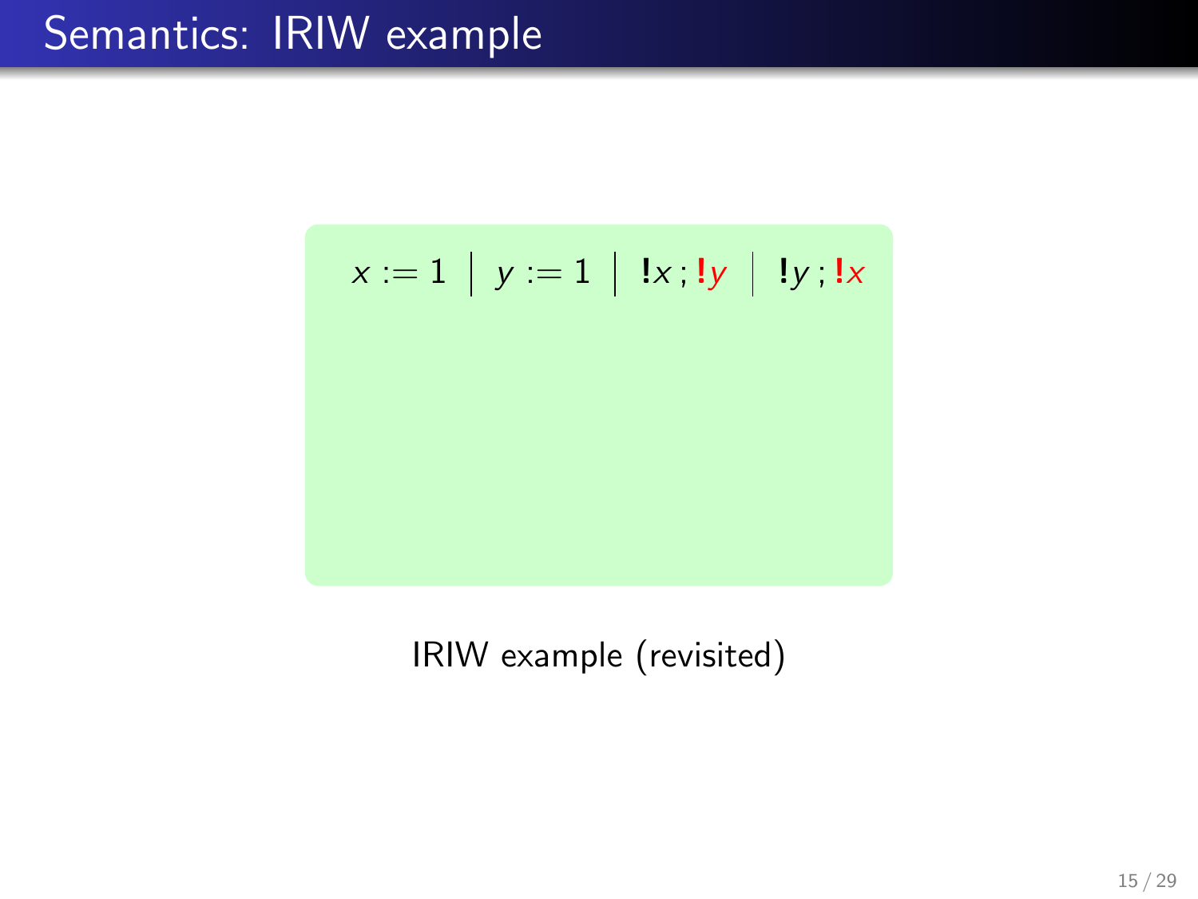# Semantics: IRIW example

$$x := 1 \;\big|\; y := 1 \;\big|\; \mathbf{!}x\,;\mathbf{!}y \;\big|\; \mathbf{!}y\,;\mathbf{!}x$$

IRIW example (revisited)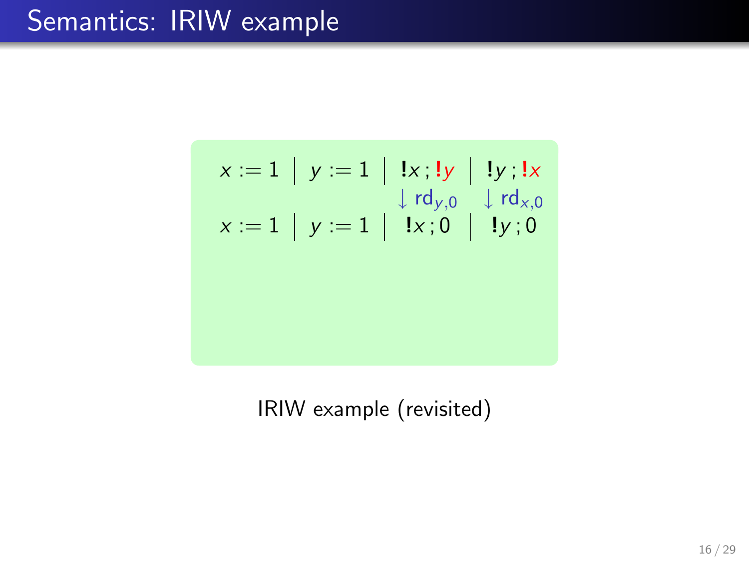# Semantics: IRIW example

$$
\begin{array}{c|c|c|c}
x := 1 & y := 1 & \mathbf{!}x \,;\, \mathbf{!}y & \mathbf{!}y \,;\, \mathbf{!}x \\
 & & \downarrow \mathsf{rd}_{y,0} & \downarrow \mathsf{rd}_{x,0} \\
x := 1 & y := 1 & \mathbf{!}x \,;\, 0 & \mathbf{!}y \,;\, 0
\end{array}
$$

IRIW example (revisited)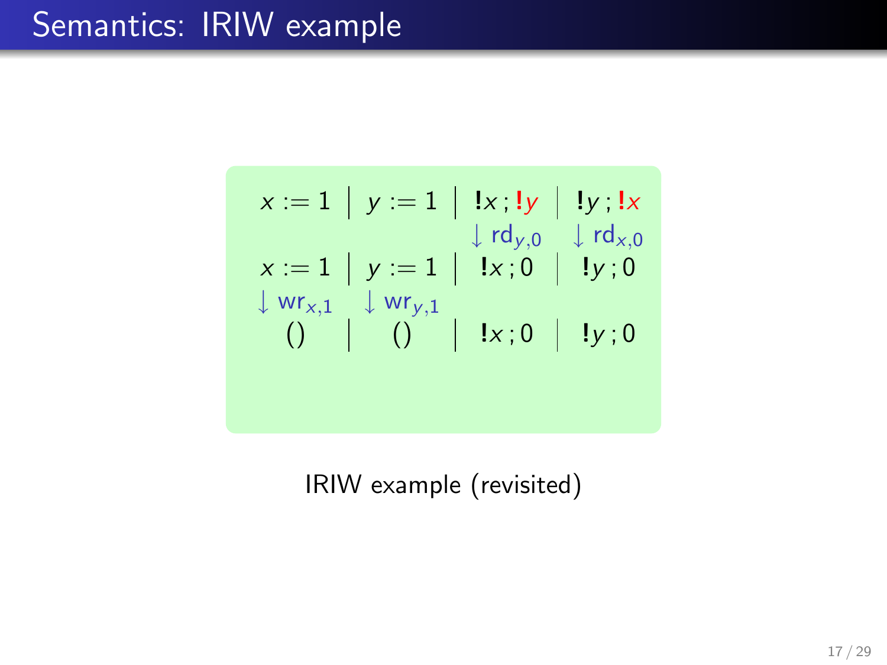# Semantics: IRIW example

$$
\begin{array}{c|c|c|c}
x := 1 & y := 1 & \mathbf{!}x\,;\color{red}{\mathbf{!}y} & \mathbf{!}y\,;\color{red}{\mathbf{!}x} \\
 & & \downarrow \mathsf{rd}_{y,0} & \downarrow \mathsf{rd}_{x,0} \\
x := 1 & y := 1 & \mathbf{!}x\,;0 & \mathbf{!}y\,;0 \\
\downarrow \mathsf{wr}_{x,1} & \downarrow \mathsf{wr}_{y,1} & & \\
() & () & \mathbf{!}x\,;0 & \mathbf{!}y\,;0
\end{array}
$$

IRIW example (revisited)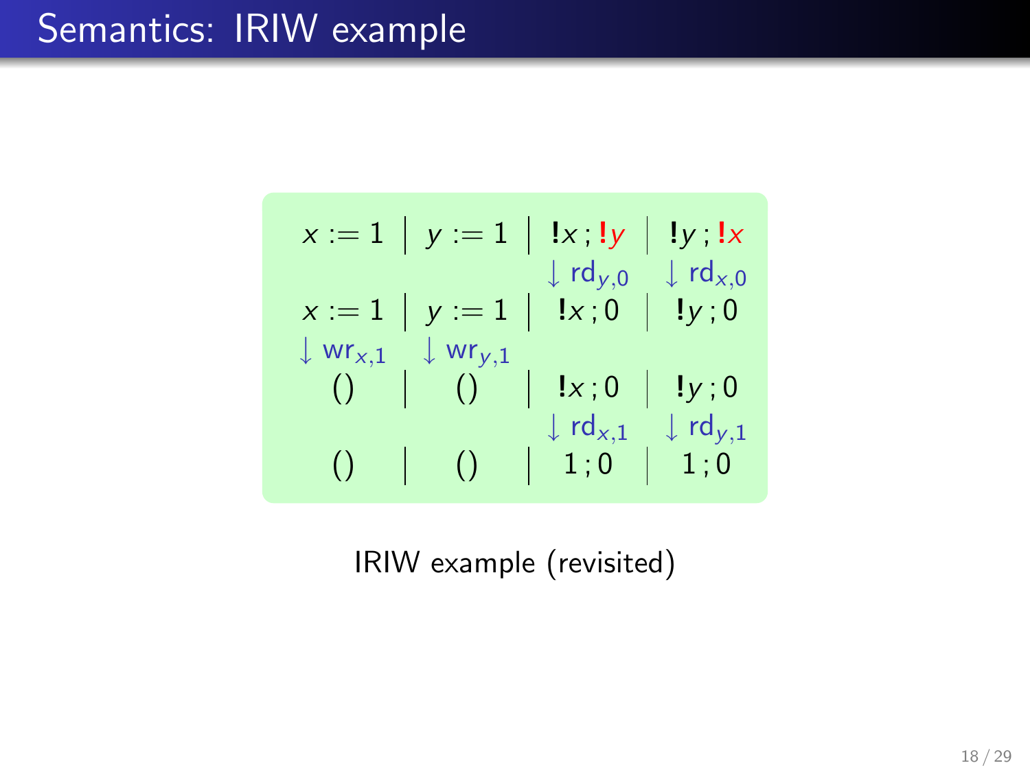# Semantics: IRIW example

$$
\begin{array}{c|c|c|c}
x := 1 & y := 1 & !x\,;\,{\color{red}!y} & !y\,;\,{\color{red}!x} \\
 & & \downarrow \mathsf{rd}_{y,0} & \downarrow \mathsf{rd}_{x,0} \\
x := 1 & y := 1 & !x\,;0 & !y\,;0 \\
\downarrow \mathsf{wr}_{x,1} & \downarrow \mathsf{wr}_{y,1} & & \\
() & () & !x\,;0 & !y\,;0 \\
 & & \downarrow \mathsf{rd}_{x,1} & \downarrow \mathsf{rd}_{y,1} \\
() & () & 1\,;0 & 1\,;0
\end{array}
$$

IRIW example (revisited)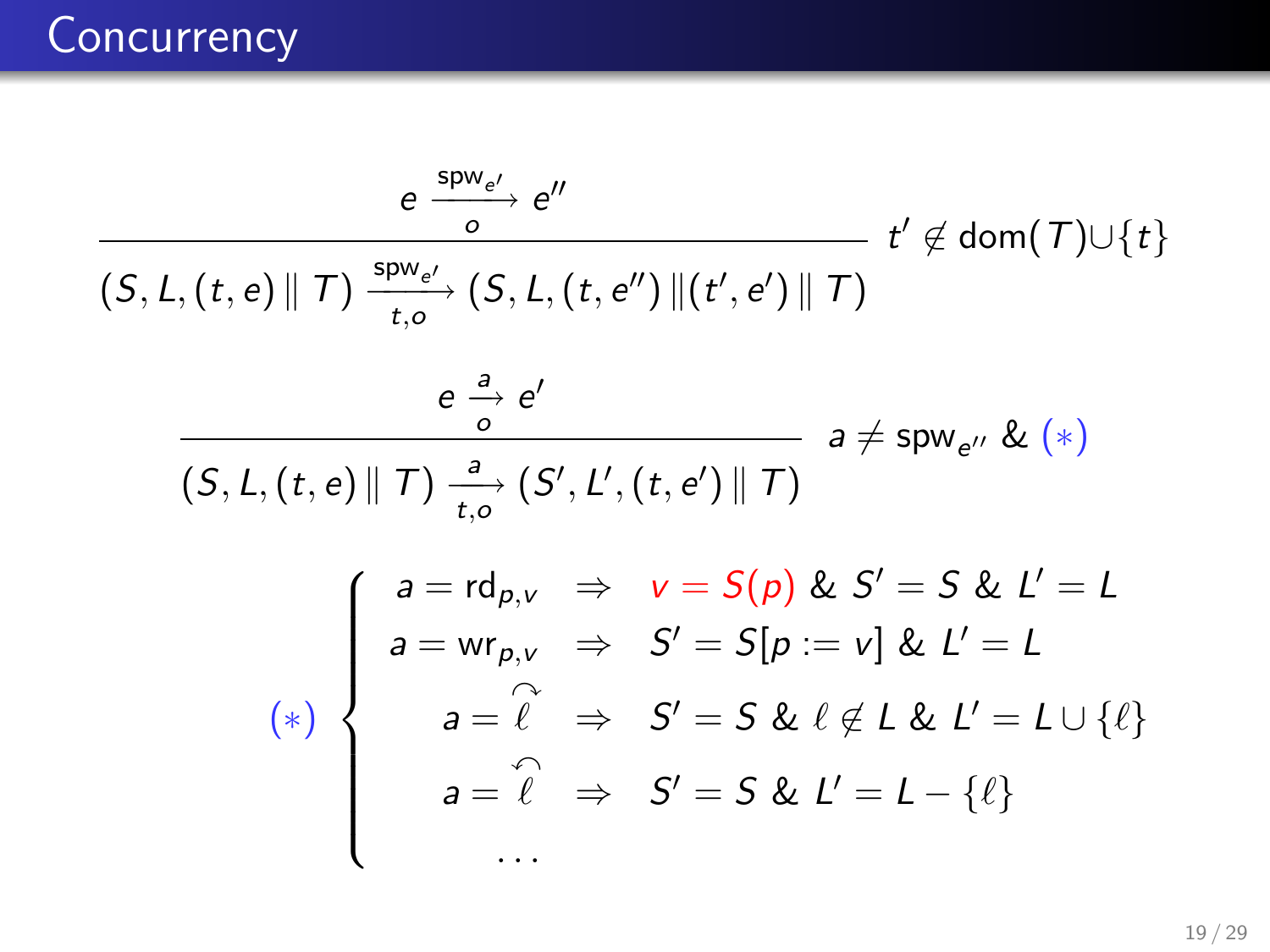# Concurrency

$$\frac{e \xrightarrow[o]{\mathsf{spw}_{e'}} e''}{(S, L, (t, e) \parallel T) \xrightarrow[t,o]{\mathsf{spw}_{e'}} (S, L, (t, e'') \parallel (t', e') \parallel T)} \quad t' \notin \mathrm{dom}(T) \cup \{t\}$$

$$\frac{e \xrightarrow[o]{a} e'}{(S, L, (t, e) \parallel T) \xrightarrow[t,o]{a} (S', L', (t, e') \parallel T)} \quad a \neq \mathsf{spw}_{e''} \;\&\; (*)$$

$$(*) \begin{cases} a = \mathsf{rd}_{p,v} & \Rightarrow \quad v = S(p) \;\&\; S' = S \;\&\; L' = L \\ a = \mathsf{wr}_{p,v} & \Rightarrow \quad S' = S[p := v] \;\&\; L' = L \\ a = \overset{\curvearrowright}{\ell} & \Rightarrow \quad S' = S \;\&\; \ell \notin L \;\&\; L' = L \cup \{\ell\} \\ a = \overset{\curvearrowleft}{\ell} & \Rightarrow \quad S' = S \;\&\; L' = L - \{\ell\} \\ \quad \ldots & \end{cases}$$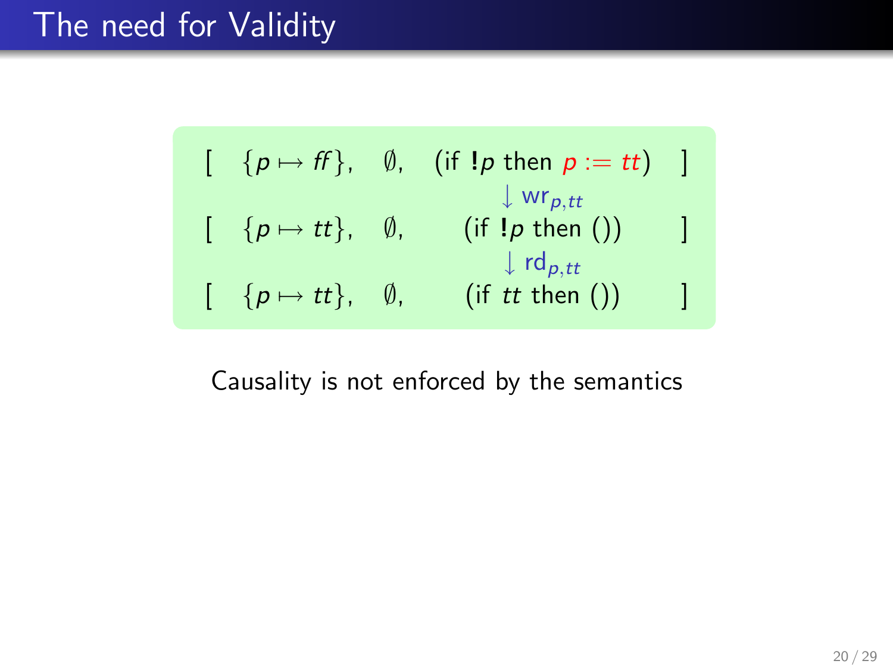# The need for Validity

$$
\begin{array}{lccc}
[ & \{p \mapsto ff\}, & \emptyset, & (\text{if } \mathbf{!}p \text{ then } p := tt) \quad ] \\
 & & & \downarrow \mathsf{wr}_{p,tt} \\
[ & \{p \mapsto tt\}, & \emptyset, & (\text{if } \mathbf{!}p \text{ then } ()) \quad ] \\
 & & & \downarrow \mathsf{rd}_{p,tt} \\
[ & \{p \mapsto tt\}, & \emptyset, & (\text{if } tt \text{ then } ()) \quad ]
\end{array}
$$

Causality is not enforced by the semantics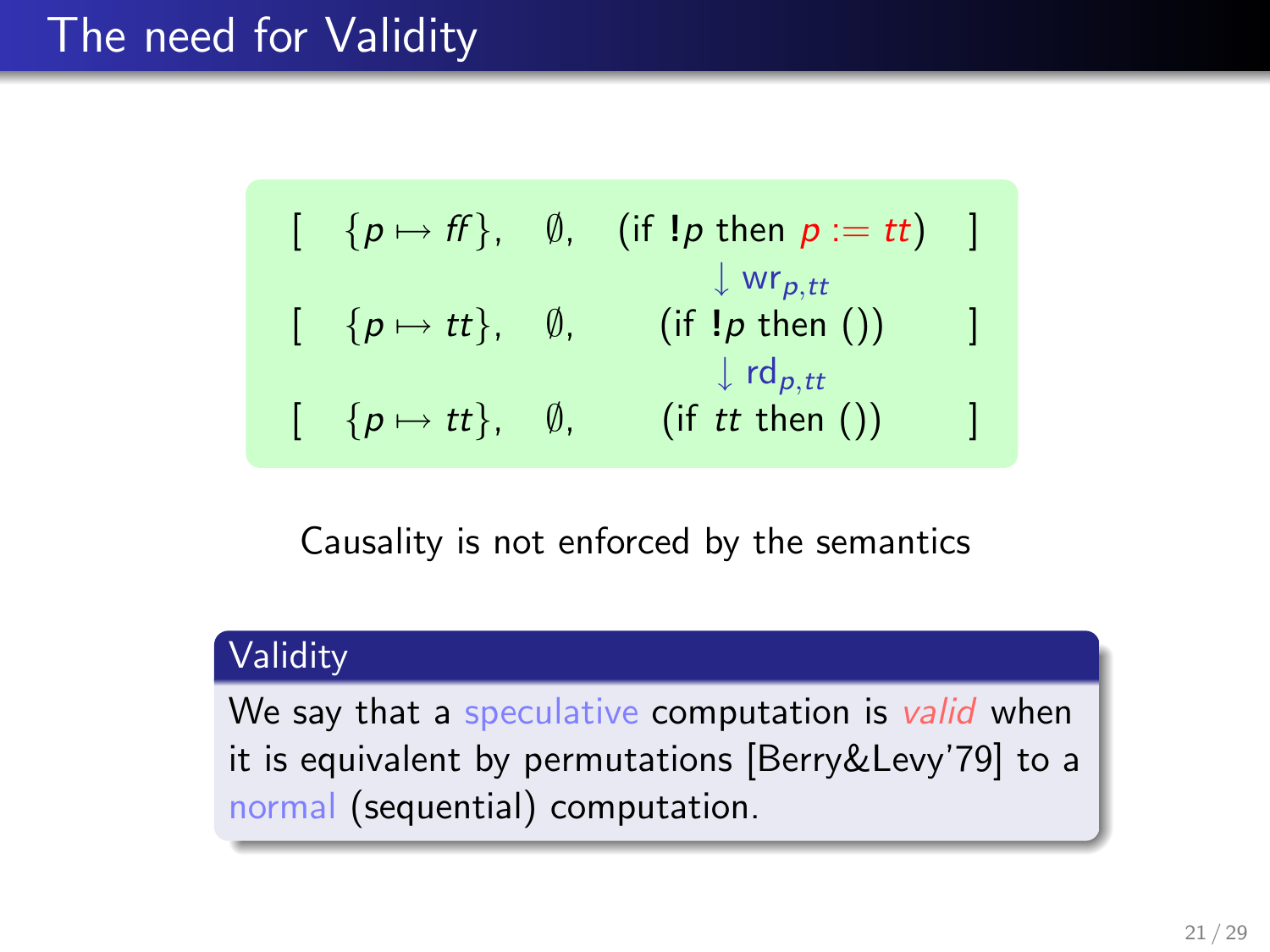# The need for Validity

$$
\begin{array}{lccc}
[ & \{p \mapsto \mathit{ff}\}, & \emptyset, & (\text{if } !p \text{ then } p := \mathit{tt}) \quad ] \\
 & & & \downarrow \mathsf{wr}_{p,\mathit{tt}} \\
[ & \{p \mapsto \mathit{tt}\}, & \emptyset, & (\text{if } !p \text{ then } ()) \quad ] \\
 & & & \downarrow \mathsf{rd}_{p,\mathit{tt}} \\
[ & \{p \mapsto \mathit{tt}\}, & \emptyset, & (\text{if } \mathit{tt} \text{ then } ()) \quad ]
\end{array}
$$

Causality is not enforced by the semantics

**Validity**

We say that a speculative computation is *valid* when it is equivalent by permutations [Berry&Levy'79] to a normal (sequential) computation.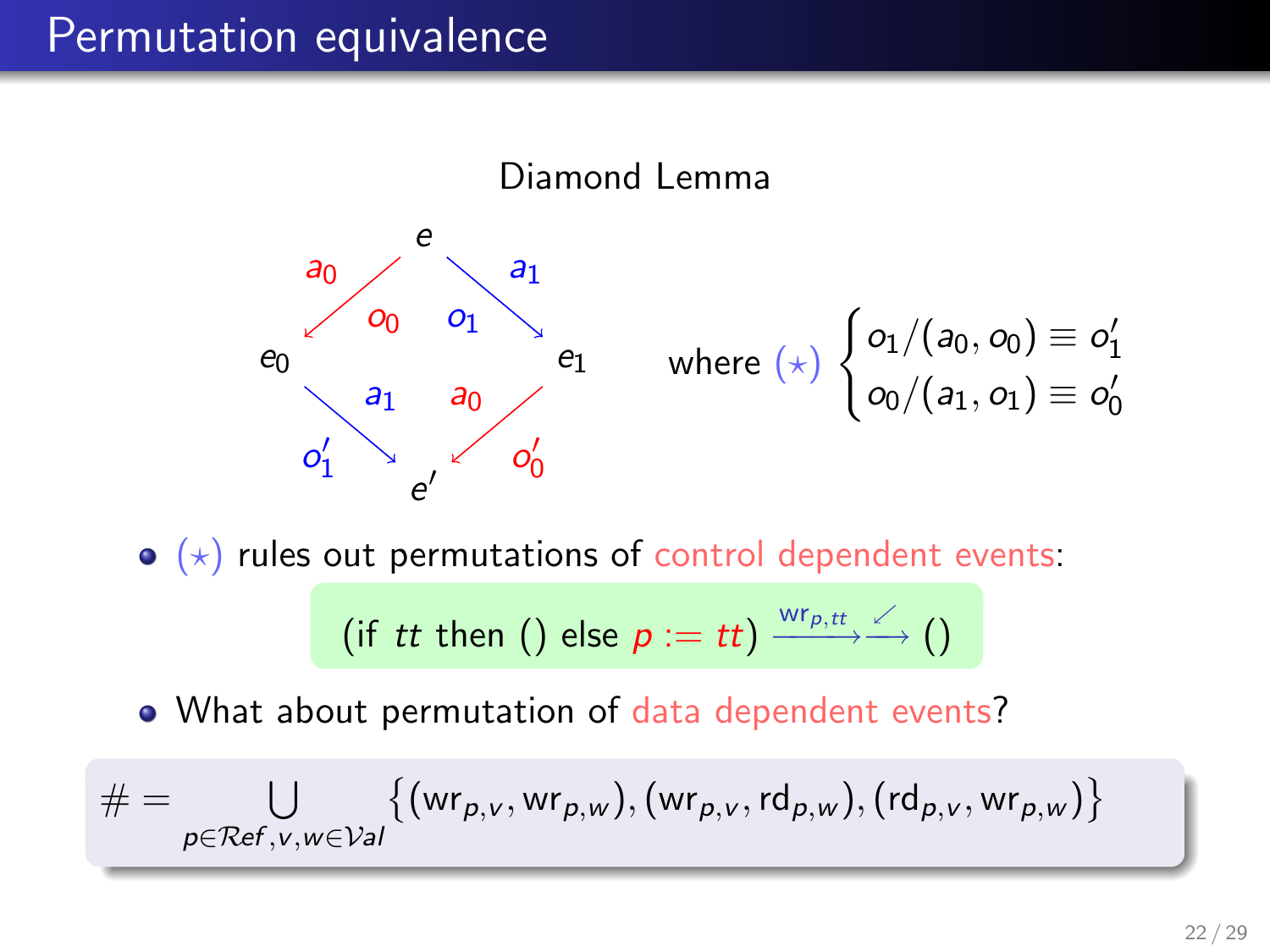# Permutation equivalence

Diamond Lemma

$$
\begin{array}{ccccc}
 & & e & & \\
 & \overset{a_0}{\swarrow} {\scriptstyle o_0} & & {\scriptstyle o_1} \overset{a_1}{\searrow} & \\
e_0 & & & & e_1 \\
 & {\scriptstyle o_1'} \underset{a_1}{\searrow} & & \underset{a_0}{\swarrow} {\scriptstyle o_0'} & \\
 & & e' & &
\end{array}
$$

where $(\star)$ $\begin{cases} o_1/(a_0, o_0) \equiv o_1' \\ o_0/(a_1, o_1) \equiv o_0' \end{cases}$

- $(\star)$ rules out permutations of control dependent events:

$$(\text{if } tt \text{ then } () \text{ else } p := tt) \xrightarrow{\mathsf{wr}_{p,tt}} \xrightarrow{\swarrow} ()$$

- What about permutation of data dependent events?

$$\# = \bigcup_{p \in \mathcal{R}ef, v, w \in \mathcal{V}al} \left\{ (\mathsf{wr}_{p,v}, \mathsf{wr}_{p,w}), (\mathsf{wr}_{p,v}, \mathsf{rd}_{p,w}), (\mathsf{rd}_{p,v}, \mathsf{wr}_{p,w}) \right\}$$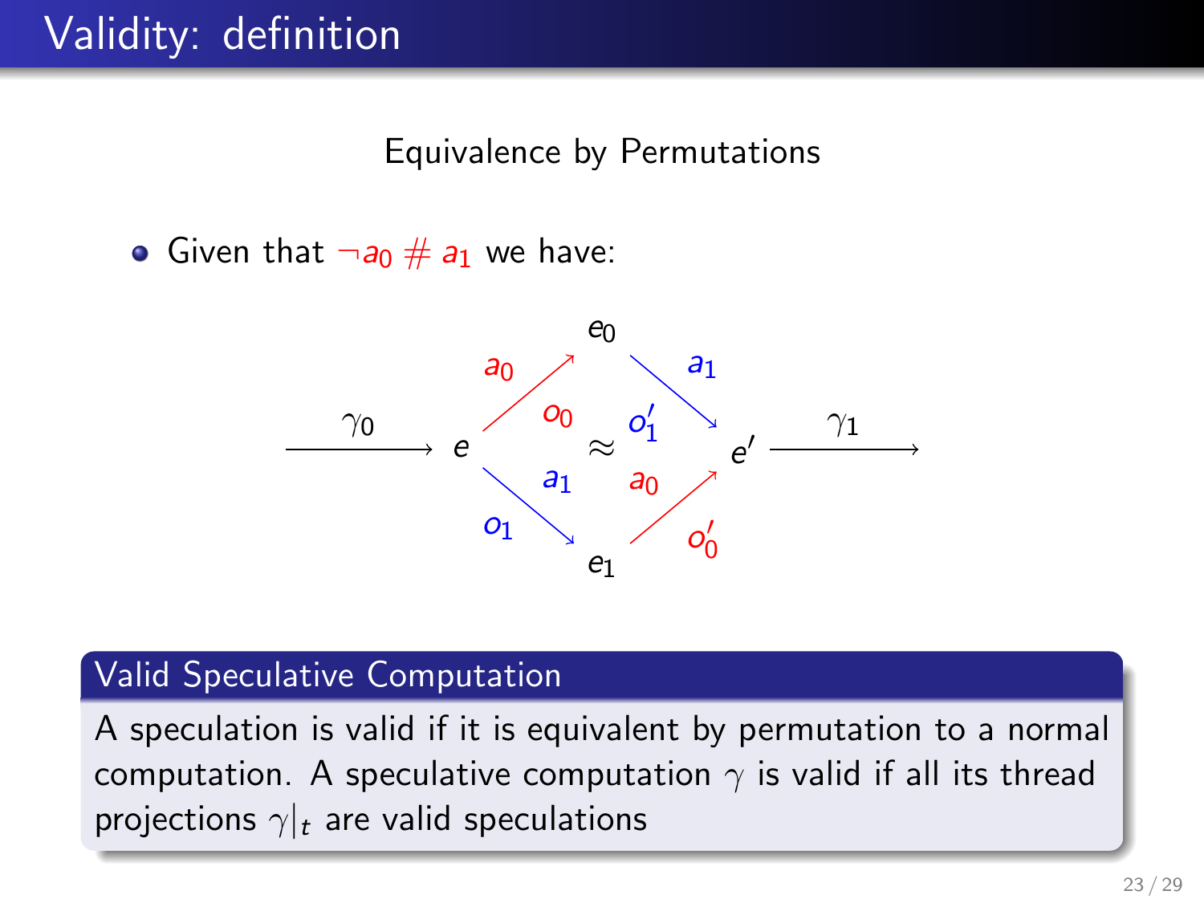# Validity: definition

Equivalence by Permutations

- Given that $\neg a_0 \ \# \ a_1$ we have:

$$\xrightarrow{\gamma_0} e \quad \begin{matrix} & e_0 & \\ \overset{a_0}{\underset{o_0}{\nearrow}} & & \overset{a_1}{\underset{o_1'}{\searrow}} \\ & \approx & \\ \overset{a_1}{\underset{o_1}{\searrow}} & & \overset{a_0}{\underset{o_0'}{\nearrow}} \\ & e_1 & \end{matrix} \quad e' \xrightarrow{\gamma_1}$$

**Valid Speculative Computation**

A speculation is valid if it is equivalent by permutation to a normal computation. A speculative computation $\gamma$ is valid if all its thread projections $\gamma|_t$ are valid speculations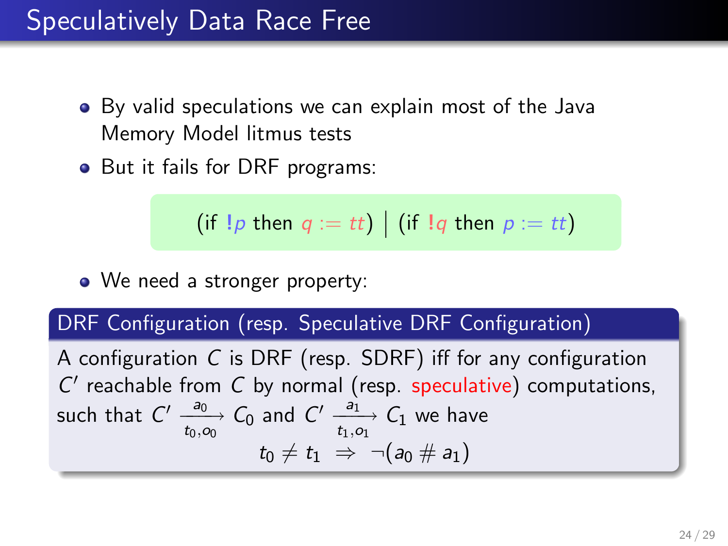# Speculatively Data Race Free

- By valid speculations we can explain most of the Java Memory Model litmus tests
- But it fails for DRF programs:

$$(\text{if } !p \text{ then } q := tt) \mid (\text{if } !q \text{ then } p := tt)$$

- We need a stronger property:

**DRF Configuration (resp. Speculative DRF Configuration)**

A configuration $C$ is DRF (resp. SDRF) iff for any configuration $C'$ reachable from $C$ by normal (resp. speculative) computations, such that $C' \xrightarrow[t_0, o_0]{a_0} C_0$ and $C' \xrightarrow[t_1, o_1]{a_1} C_1$ we have

$$t_0 \neq t_1 \;\Rightarrow\; \neg(a_0 \# a_1)$$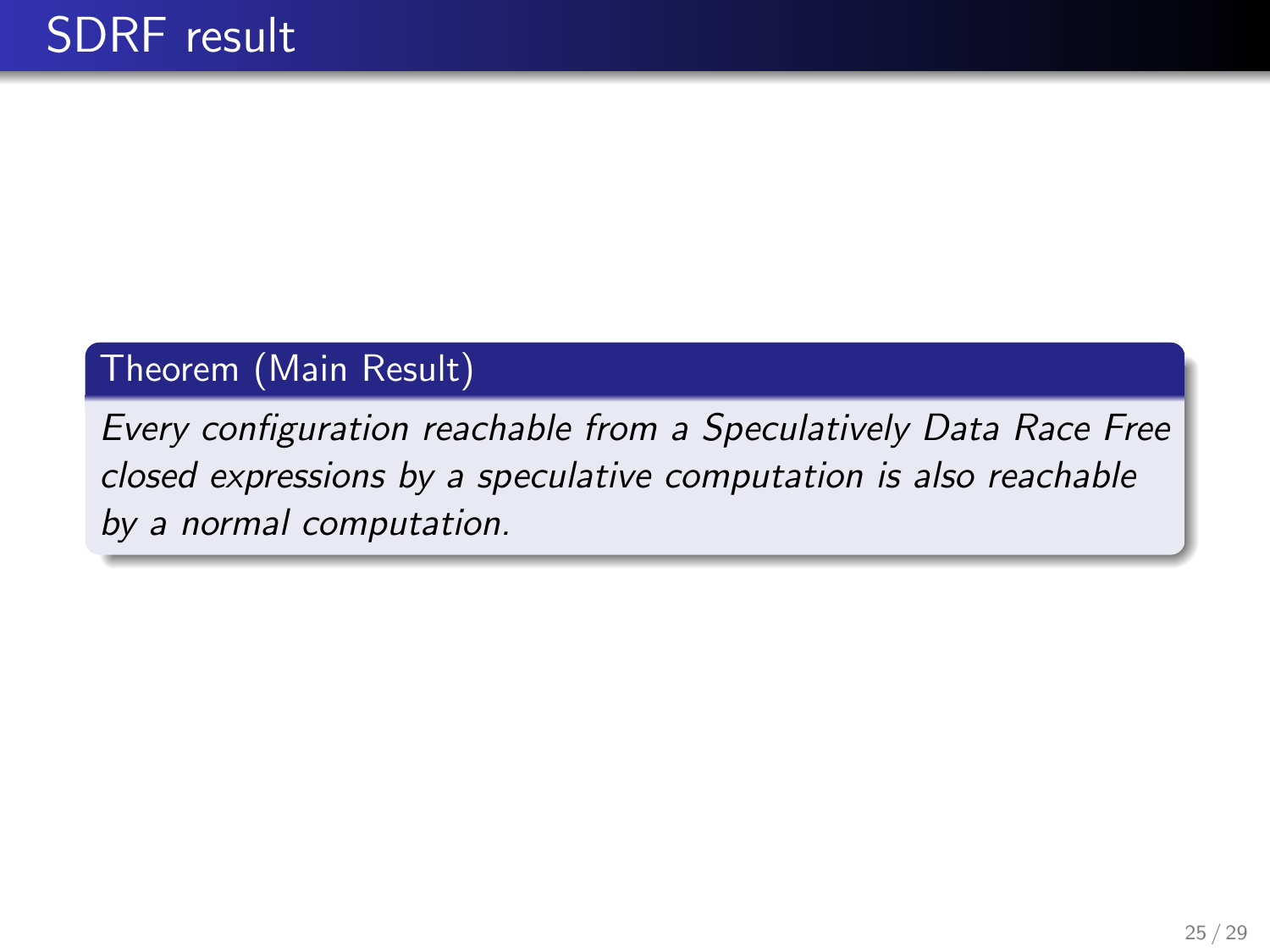# SDRF result

**Theorem (Main Result)**

*Every configuration reachable from a Speculatively Data Race Free closed expressions by a speculative computation is also reachable by a normal computation.*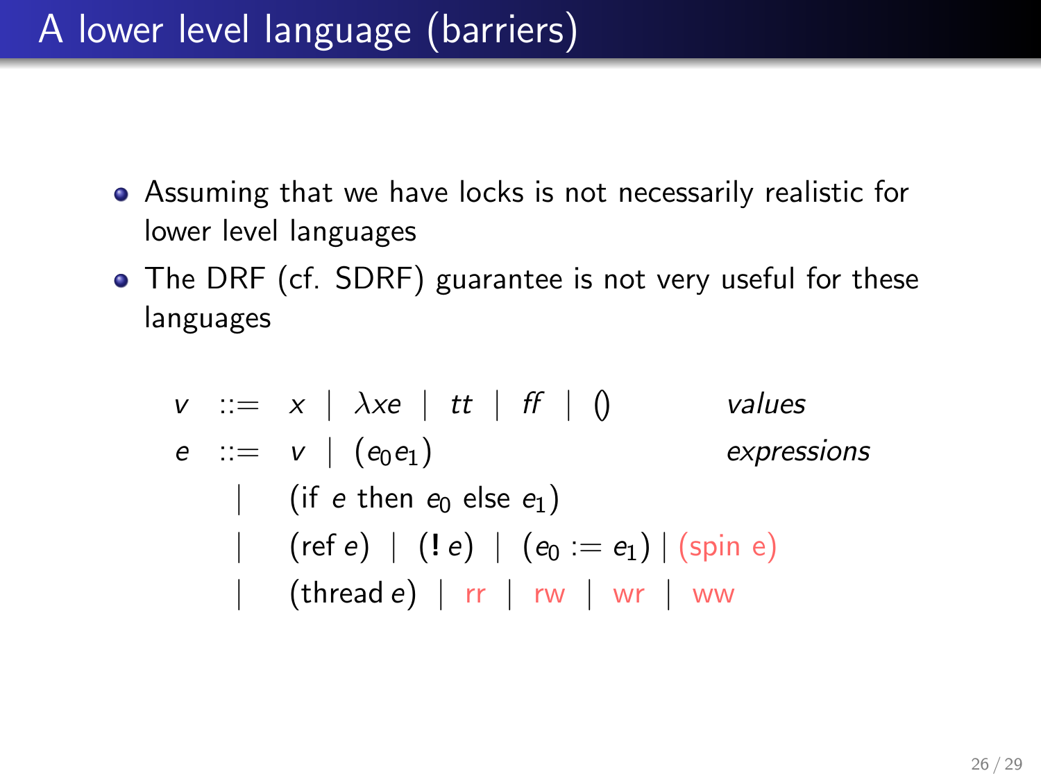# A lower level language (barriers)

- Assuming that we have locks is not necessarily realistic for lower level languages
- The DRF (cf. SDRF) guarantee is not very useful for these languages

$$
\begin{array}{rcll}
v & ::= & x \mid \lambda x e \mid tt \mid ff \mid () & \textit{values} \\
e & ::= & v \mid (e_0 e_1) & \textit{expressions} \\
 & \mid & (\text{if } e \text{ then } e_0 \text{ else } e_1) & \\
 & \mid & (\text{ref } e) \mid (! \, e) \mid (e_0 := e_1) \mid (\text{spin e}) & \\
 & \mid & (\text{thread } e) \mid \text{rr} \mid \text{rw} \mid \text{wr} \mid \text{ww} &
\end{array}
$$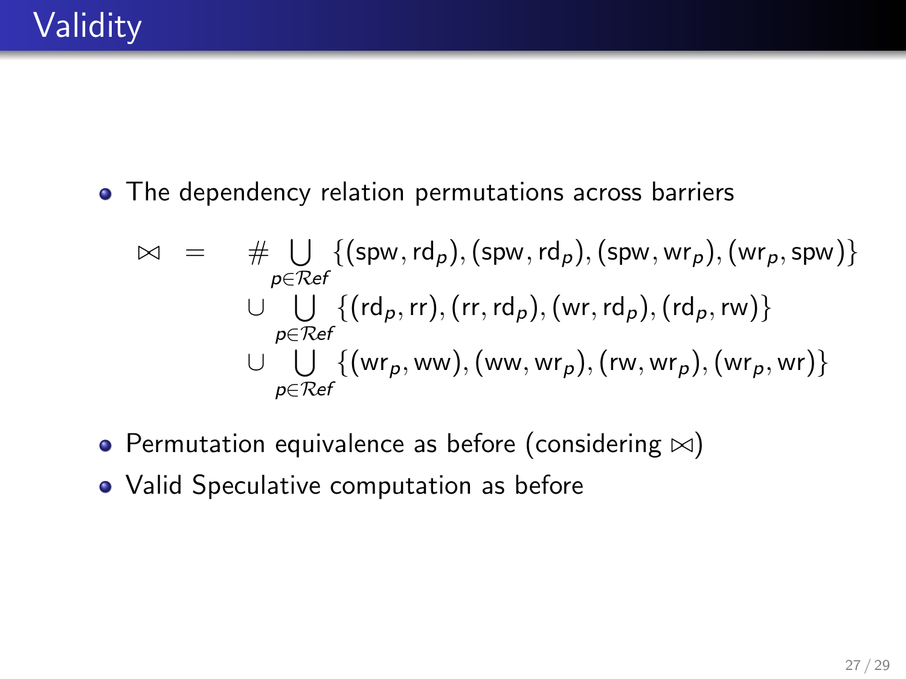# Validity

- The dependency relation permutations across barriers

$$
\begin{aligned}
\bowtie \quad = \quad & \# \bigcup_{p \in \mathcal{R}ef} \{(\mathsf{spw}, \mathsf{rd}_p), (\mathsf{spw}, \mathsf{rd}_p), (\mathsf{spw}, \mathsf{wr}_p), (\mathsf{wr}_p, \mathsf{spw})\} \\
& \cup \bigcup_{p \in \mathcal{R}ef} \{(\mathsf{rd}_p, \mathsf{rr}), (\mathsf{rr}, \mathsf{rd}_p), (\mathsf{wr}, \mathsf{rd}_p), (\mathsf{rd}_p, \mathsf{rw})\} \\
& \cup \bigcup_{p \in \mathcal{R}ef} \{(\mathsf{wr}_p, \mathsf{ww}), (\mathsf{ww}, \mathsf{wr}_p), (\mathsf{rw}, \mathsf{wr}_p), (\mathsf{wr}_p, \mathsf{wr})\}
\end{aligned}
$$

- Permutation equivalence as before (considering $\bowtie$)
- Valid Speculative computation as before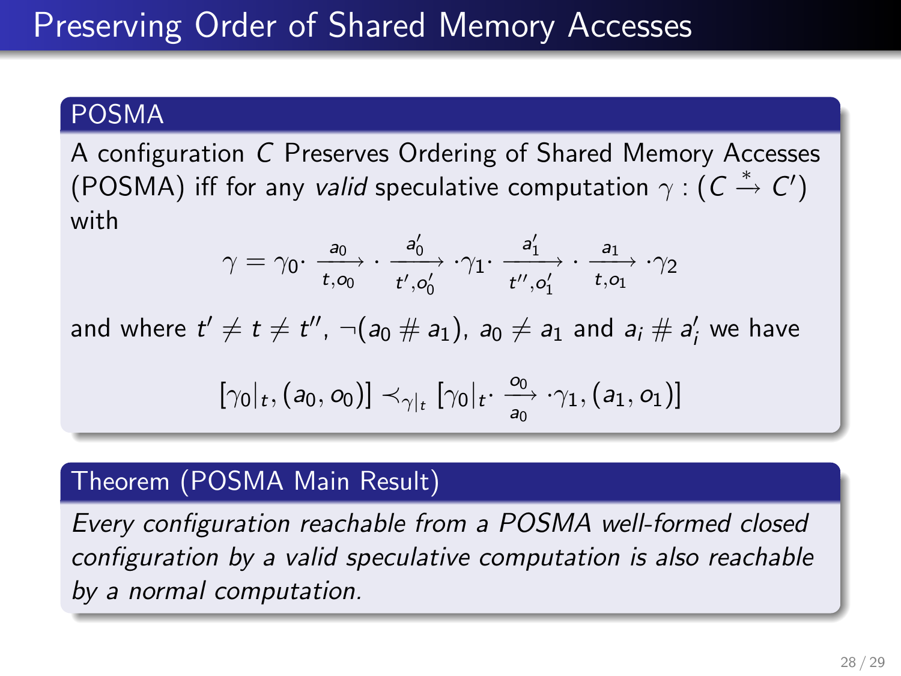# Preserving Order of Shared Memory Accesses

## POSMA

A configuration $C$ Preserves Ordering of Shared Memory Accesses (POSMA) iff for any *valid* speculative computation $\gamma : (C \xrightarrow{*} C')$ with

$$\gamma = \gamma_0 \cdot \xrightarrow[t, o_0]{a_0} \cdot \xrightarrow[t', o'_0]{a'_0} \cdot \gamma_1 \cdot \xrightarrow[t'', o'_1]{a'_1} \cdot \xrightarrow[t, o_1]{a_1} \cdot \gamma_2$$

and where $t' \neq t \neq t''$, $\neg(a_0 \# a_1)$, $a_0 \neq a_1$ and $a_i \# a'_i$ we have

$$[\gamma_0|_t, (a_0, o_0)] \prec_{\gamma|_t} [\gamma_0|_t \cdot \xrightarrow[a_0]{o_0} \cdot \gamma_1, (a_1, o_1)]$$

## Theorem (POSMA Main Result)

*Every configuration reachable from a POSMA well-formed closed configuration by a valid speculative computation is also reachable by a normal computation.*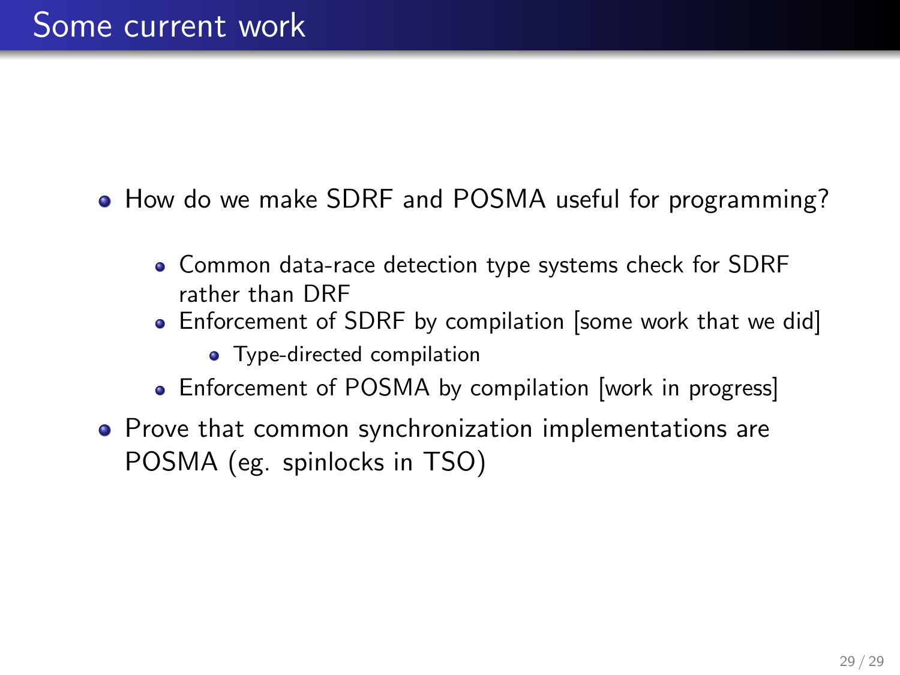## Some current work

- How do we make SDRF and POSMA useful for programming?
  - Common data-race detection type systems check for SDRF rather than DRF
  - Enforcement of SDRF by compilation [some work that we did]
    - Type-directed compilation
  - Enforcement of POSMA by compilation [work in progress]
- Prove that common synchronization implementations are POSMA (eg. spinlocks in TSO)